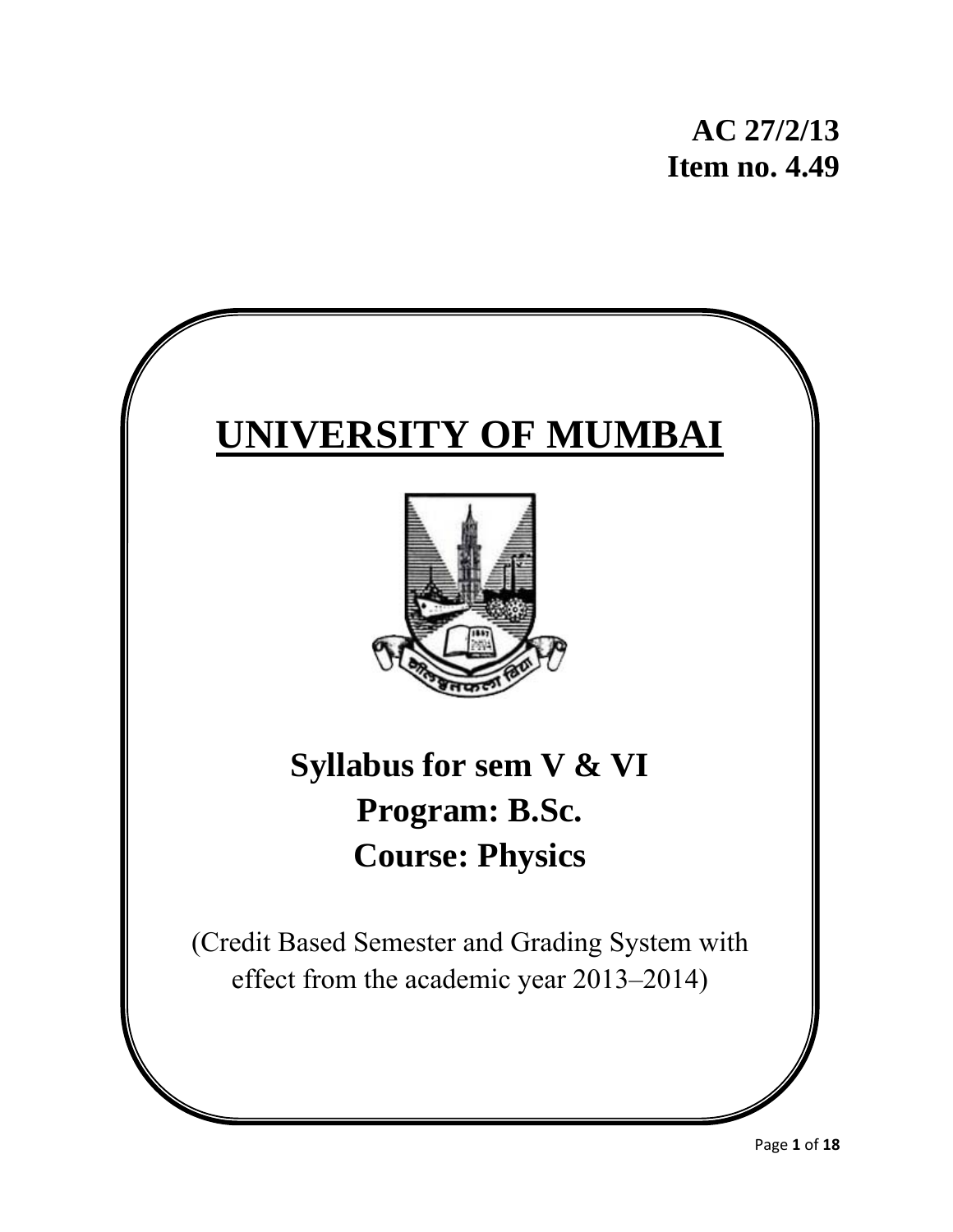**AC 27/2/13**
**Item no. 4.49**

# UNIVERSITY OF MUMBAI

## Syllabus for sem V & VI
## Program: B.Sc.
## Course: Physics

(Credit Based Semester and Grading System with effect from the academic year 2013–2014)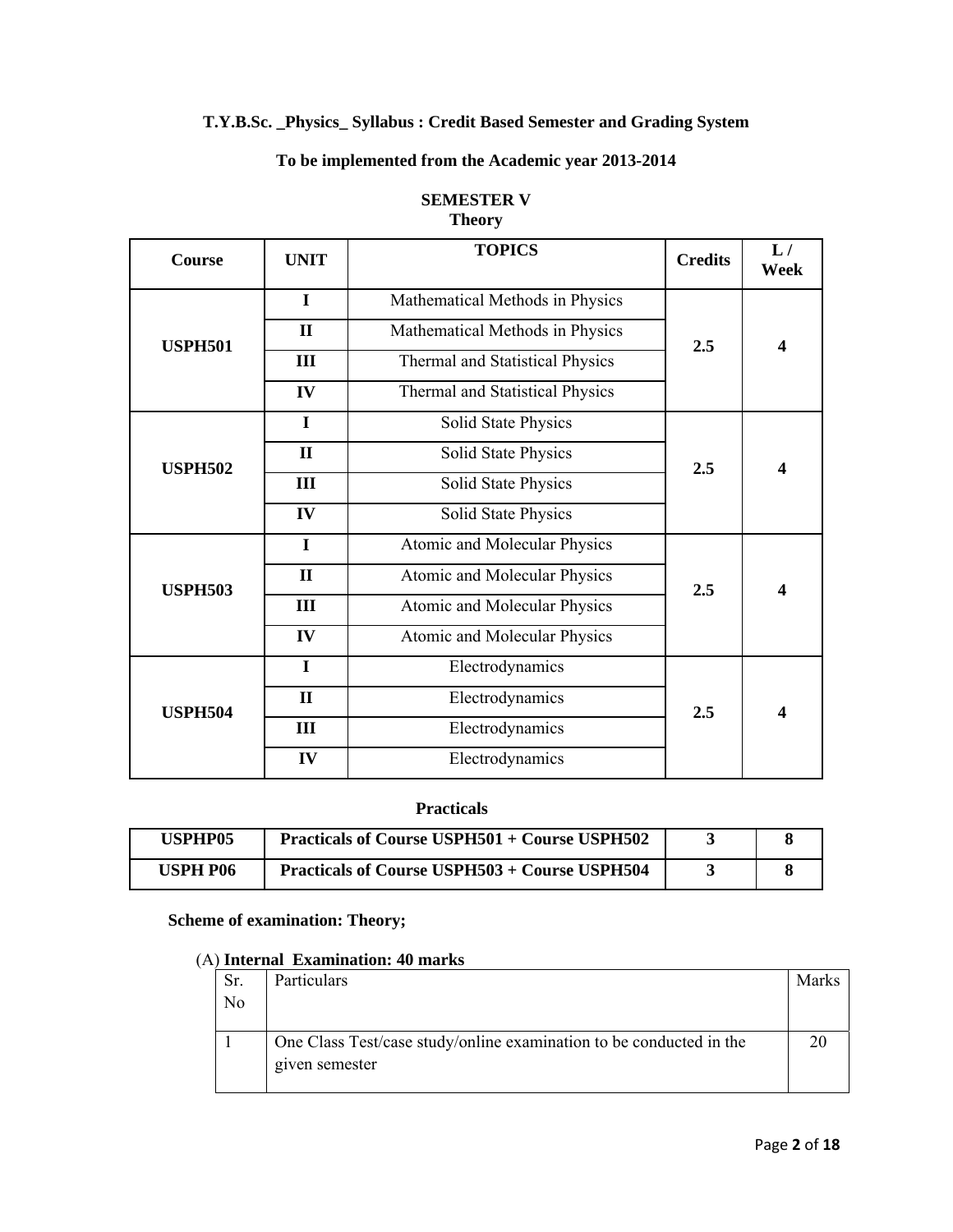**T.Y.B.Sc. _Physics_ Syllabus : Credit Based Semester and Grading System**

**To be implemented from the Academic year 2013-2014**

**SEMESTER V**
**Theory**

| Course | UNIT | TOPICS | Credits | L / Week |
|---|---|---|---|---|
| USPH501 | I | Mathematical Methods in Physics | 2.5 | 4 |
| | II | Mathematical Methods in Physics | | |
| | III | Thermal and Statistical Physics | | |
| | IV | Thermal and Statistical Physics | | |
| USPH502 | I | Solid State Physics | 2.5 | 4 |
| | II | Solid State Physics | | |
| | III | Solid State Physics | | |
| | IV | Solid State Physics | | |
| USPH503 | I | Atomic and Molecular Physics | 2.5 | 4 |
| | II | Atomic and Molecular Physics | | |
| | III | Atomic and Molecular Physics | | |
| | IV | Atomic and Molecular Physics | | |
| USPH504 | I | Electrodynamics | 2.5 | 4 |
| | II | Electrodynamics | | |
| | III | Electrodynamics | | |
| | IV | Electrodynamics | | |

**Practicals**

| | | | |
|---|---|---|---|
| **USPHP05** | **Practicals of Course USPH501 + Course USPH502** | **3** | **8** |
| **USPH P06** | **Practicals of Course USPH503 + Course USPH504** | **3** | **8** |

**Scheme of examination: Theory;**

(A) **Internal Examination: 40 marks**

| Sr. No | Particulars | Marks |
|---|---|---|
| 1 | One Class Test/case study/online examination to be conducted in the given semester | 20 |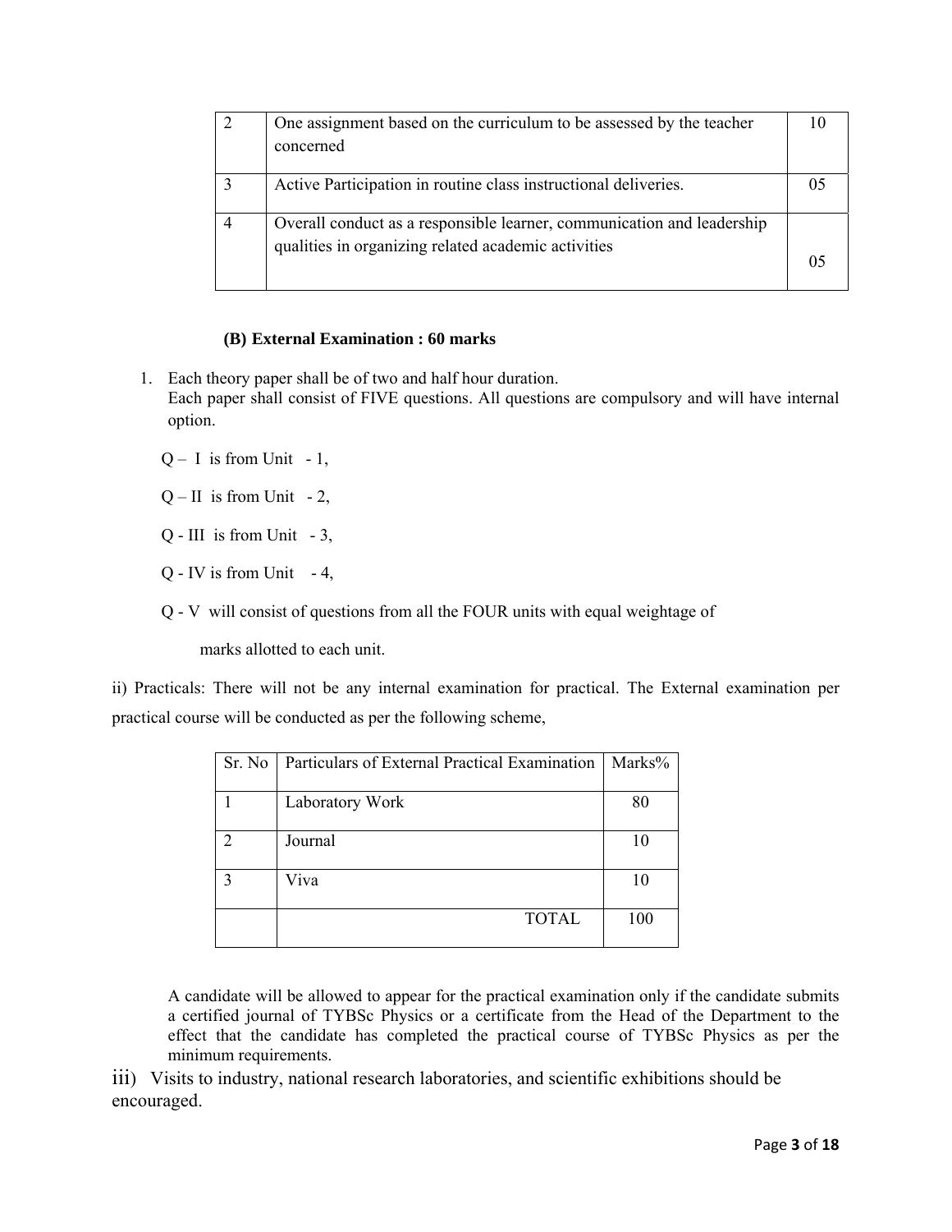| | | |
|---|---|---|
| 2 | One assignment based on the curriculum to be assessed by the teacher concerned | 10 |
| 3 | Active Participation in routine class instructional deliveries. | 05 |
| 4 | Overall conduct as a responsible learner, communication and leadership qualities in organizing related academic activities | 05 |

**(B) External Examination : 60 marks**

1. Each theory paper shall be of two and half hour duration.
   Each paper shall consist of FIVE questions. All questions are compulsory and will have internal option.

   Q – I is from Unit - 1,

   Q – II is from Unit - 2,

   Q - III is from Unit - 3,

   Q - IV is from Unit - 4,

   Q - V will consist of questions from all the FOUR units with equal weightage of marks allotted to each unit.

ii) Practicals: There will not be any internal examination for practical. The External examination per practical course will be conducted as per the following scheme,

| Sr. No | Particulars of External Practical Examination | Marks% |
|---|---|---|
| 1 | Laboratory Work | 80 |
| 2 | Journal | 10 |
| 3 | Viva | 10 |
| | TOTAL | 100 |

A candidate will be allowed to appear for the practical examination only if the candidate submits a certified journal of TYBSc Physics or a certificate from the Head of the Department to the effect that the candidate has completed the practical course of TYBSc Physics as per the minimum requirements.

iii) Visits to industry, national research laboratories, and scientific exhibitions should be encouraged.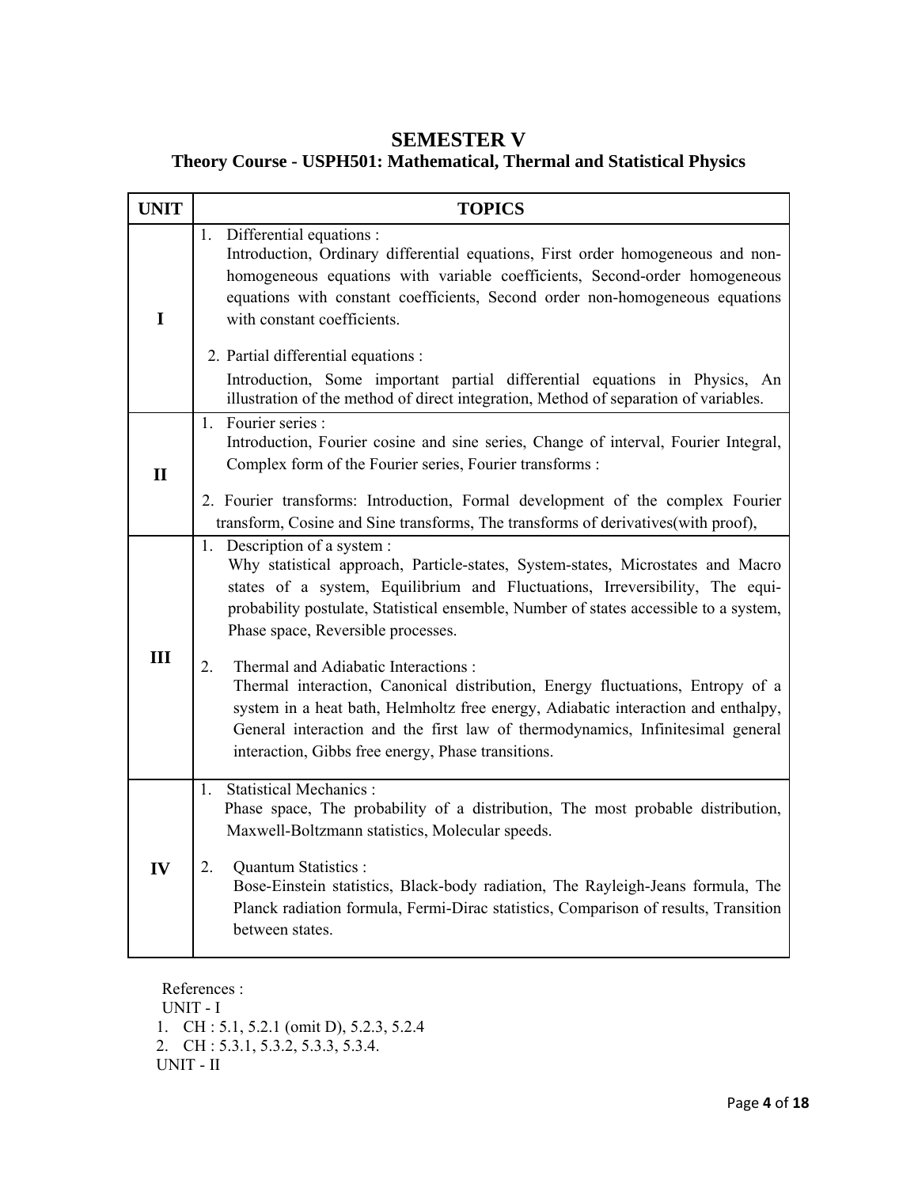# SEMESTER V

## Theory Course - USPH501: Mathematical, Thermal and Statistical Physics

| UNIT | TOPICS |
|---|---|
| I | 1. Differential equations : Introduction, Ordinary differential equations, First order homogeneous and non-homogeneous equations with variable coefficients, Second-order homogeneous equations with constant coefficients, Second order non-homogeneous equations with constant coefficients.<br><br>2. Partial differential equations : Introduction, Some important partial differential equations in Physics, An illustration of the method of direct integration, Method of separation of variables. |
| II | 1. Fourier series : Introduction, Fourier cosine and sine series, Change of interval, Fourier Integral, Complex form of the Fourier series, Fourier transforms :<br><br>2. Fourier transforms: Introduction, Formal development of the complex Fourier transform, Cosine and Sine transforms, The transforms of derivatives(with proof), |
| III | 1. Description of a system : Why statistical approach, Particle-states, System-states, Microstates and Macro states of a system, Equilibrium and Fluctuations, Irreversibility, The equi-probability postulate, Statistical ensemble, Number of states accessible to a system, Phase space, Reversible processes.<br><br>2. Thermal and Adiabatic Interactions : Thermal interaction, Canonical distribution, Energy fluctuations, Entropy of a system in a heat bath, Helmholtz free energy, Adiabatic interaction and enthalpy, General interaction and the first law of thermodynamics, Infinitesimal general interaction, Gibbs free energy, Phase transitions. |
| IV | 1. Statistical Mechanics : Phase space, The probability of a distribution, The most probable distribution, Maxwell-Boltzmann statistics, Molecular speeds.<br><br>2. Quantum Statistics : Bose-Einstein statistics, Black-body radiation, The Rayleigh-Jeans formula, The Planck radiation formula, Fermi-Dirac statistics, Comparison of results, Transition between states. |

References :

UNIT - I

1. CH : 5.1, 5.2.1 (omit D), 5.2.3, 5.2.4
2. CH : 5.3.1, 5.3.2, 5.3.3, 5.3.4.

UNIT - II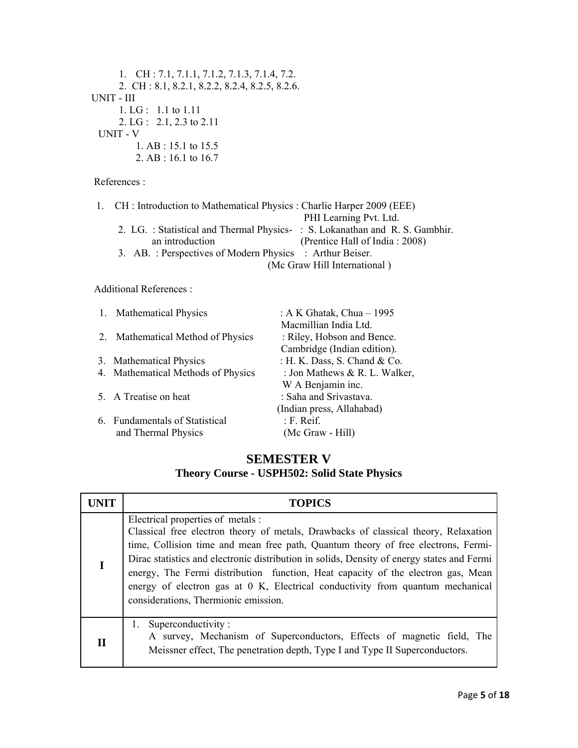1. CH : 7.1, 7.1.1, 7.1.2, 7.1.3, 7.1.4, 7.2.
2. CH : 8.1, 8.2.1, 8.2.2, 8.2.4, 8.2.5, 8.2.6.

UNIT - III

1. LG : 1.1 to 1.11
2. LG : 2.1, 2.3 to 2.11

UNIT - V

1. AB : 15.1 to 15.5
2. AB : 16.1 to 16.7

References :

1. CH : Introduction to Mathematical Physics : Charlie Harper 2009 (EEE) PHI Learning Pvt. Ltd.
2. LG. : Statistical and Thermal Physics- an introduction : S. Lokanathan and R. S. Gambhir. (Prentice Hall of India : 2008)
3. AB. : Perspectives of Modern Physics : Arthur Beiser. (Mc Graw Hill International )

Additional References :

1. Mathematical Physics : A K Ghatak, Chua – 1995 Macmillian India Ltd.
2. Mathematical Method of Physics : Riley, Hobson and Bence. Cambridge (Indian edition).
3. Mathematical Physics : H. K. Dass, S. Chand & Co.
4. Mathematical Methods of Physics : Jon Mathews & R. L. Walker, W A Benjamin inc.
5. A Treatise on heat : Saha and Srivastava. (Indian press, Allahabad)
6. Fundamentals of Statistical and Thermal Physics : F. Reif. (Mc Graw - Hill)

## SEMESTER V

### Theory Course - USPH502: Solid State Physics

| UNIT | TOPICS |
|---|---|
| I | Electrical properties of metals : Classical free electron theory of metals, Drawbacks of classical theory, Relaxation time, Collision time and mean free path, Quantum theory of free electrons, Fermi-Dirac statistics and electronic distribution in solids, Density of energy states and Fermi energy, The Fermi distribution function, Heat capacity of the electron gas, Mean energy of electron gas at 0 K, Electrical conductivity from quantum mechanical considerations, Thermionic emission. |
| II | 1. Superconductivity : A survey, Mechanism of Superconductors, Effects of magnetic field, The Meissner effect, The penetration depth, Type I and Type II Superconductors. |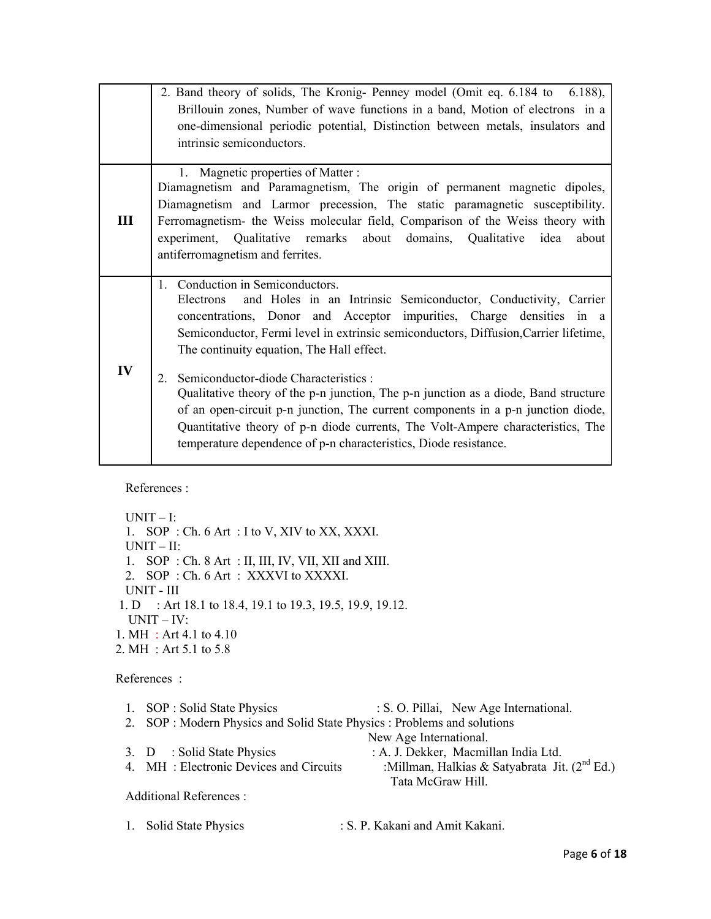| | |
|---|---|
| | 2. Band theory of solids, The Kronig- Penney model (Omit eq. 6.184 to 6.188), Brillouin zones, Number of wave functions in a band, Motion of electrons in a one-dimensional periodic potential, Distinction between metals, insulators and intrinsic semiconductors. |
| **III** | 1. Magnetic properties of Matter : Diamagnetism and Paramagnetism, The origin of permanent magnetic dipoles, Diamagnetism and Larmor precession, The static paramagnetic susceptibility. Ferromagnetism- the Weiss molecular field, Comparison of the Weiss theory with experiment, Qualitative remarks about domains, Qualitative idea about antiferromagnetism and ferrites. |
| **IV** | 1. Conduction in Semiconductors. Electrons and Holes in an Intrinsic Semiconductor, Conductivity, Carrier concentrations, Donor and Acceptor impurities, Charge densities in a Semiconductor, Fermi level in extrinsic semiconductors, Diffusion,Carrier lifetime, The continuity equation, The Hall effect.<br><br>2. Semiconductor-diode Characteristics : Qualitative theory of the p-n junction, The p-n junction as a diode, Band structure of an open-circuit p-n junction, The current components in a p-n junction diode, Quantitative theory of p-n diode currents, The Volt-Ampere characteristics, The temperature dependence of p-n characteristics, Diode resistance. |

References :

UNIT – I:

1. SOP : Ch. 6 Art : I to V, XIV to XX, XXXI.

UNIT – II:

1. SOP : Ch. 8 Art : II, III, IV, VII, XII and XIII.
2. SOP : Ch. 6 Art : XXXVI to XXXXI.

UNIT - III

1. D : Art 18.1 to 18.4, 19.1 to 19.3, 19.5, 19.9, 19.12.

UNIT – IV:

1. MH : Art 4.1 to 4.10
2. MH : Art 5.1 to 5.8

References :

1. SOP : Solid State Physics : S. O. Pillai, New Age International.
2. SOP : Modern Physics and Solid State Physics : Problems and solutions New Age International.
3. D : Solid State Physics : A. J. Dekker, Macmillan India Ltd.
4. MH : Electronic Devices and Circuits :Millman, Halkias & Satyabrata Jit. (2nd Ed.) Tata McGraw Hill.

Additional References :

1. Solid State Physics : S. P. Kakani and Amit Kakani.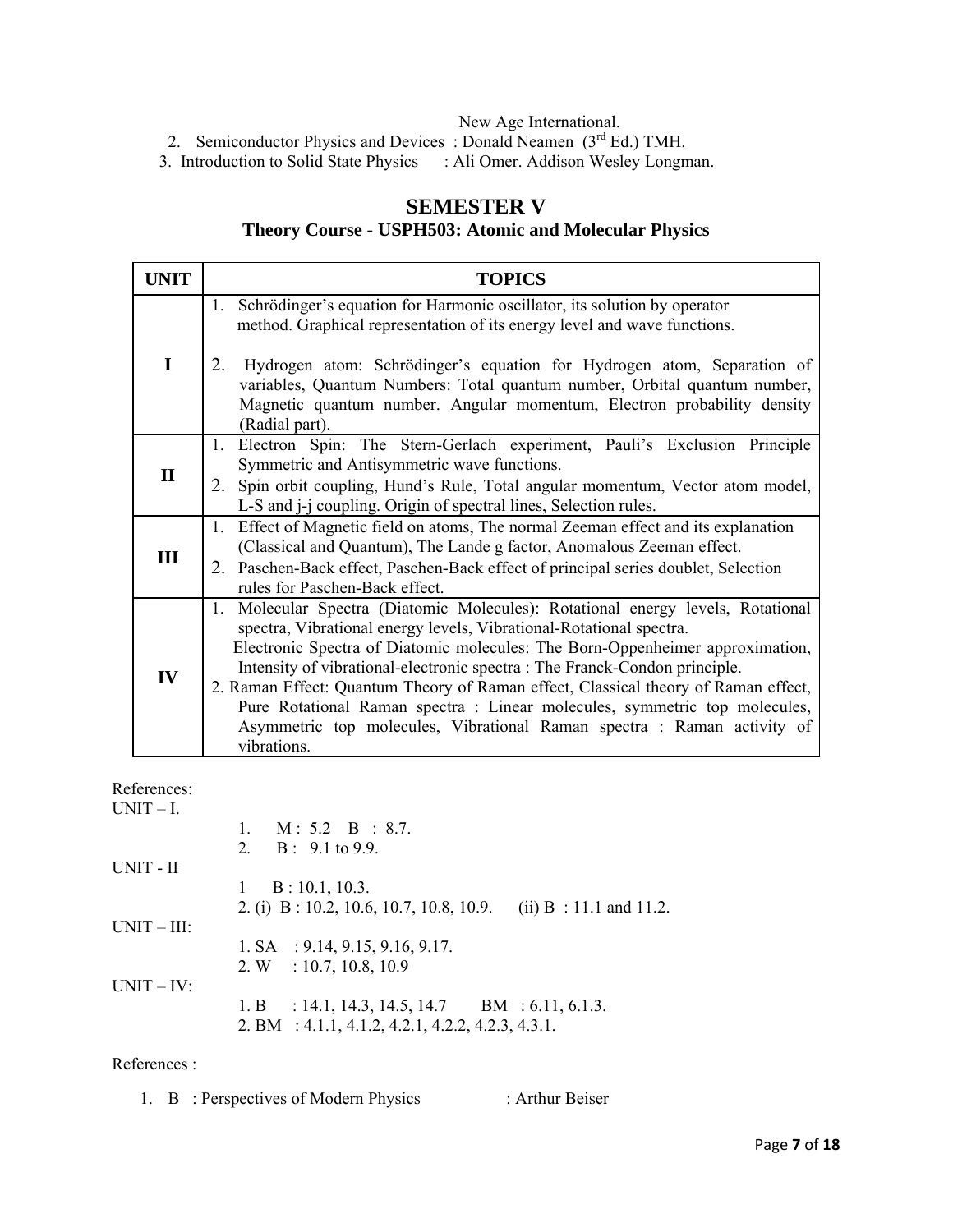New Age International.

2. Semiconductor Physics and Devices : Donald Neamen (3rd Ed.) TMH.
3. Introduction to Solid State Physics : Ali Omer. Addison Wesley Longman.

## SEMESTER V

### Theory Course - USPH503: Atomic and Molecular Physics

| UNIT | TOPICS |
|---|---|
| I | 1. Schrödinger's equation for Harmonic oscillator, its solution by operator method. Graphical representation of its energy level and wave functions.<br><br>2. Hydrogen atom: Schrödinger's equation for Hydrogen atom, Separation of variables, Quantum Numbers: Total quantum number, Orbital quantum number, Magnetic quantum number. Angular momentum, Electron probability density (Radial part). |
| II | 1. Electron Spin: The Stern-Gerlach experiment, Pauli's Exclusion Principle Symmetric and Antisymmetric wave functions.<br>2. Spin orbit coupling, Hund's Rule, Total angular momentum, Vector atom model, L-S and j-j coupling. Origin of spectral lines, Selection rules. |
| III | 1. Effect of Magnetic field on atoms, The normal Zeeman effect and its explanation (Classical and Quantum), The Lande g factor, Anomalous Zeeman effect.<br>2. Paschen-Back effect, Paschen-Back effect of principal series doublet, Selection rules for Paschen-Back effect. |
| IV | 1. Molecular Spectra (Diatomic Molecules): Rotational energy levels, Rotational spectra, Vibrational energy levels, Vibrational-Rotational spectra.<br>Electronic Spectra of Diatomic molecules: The Born-Oppenheimer approximation, Intensity of vibrational-electronic spectra : The Franck-Condon principle.<br>2. Raman Effect: Quantum Theory of Raman effect, Classical theory of Raman effect, Pure Rotational Raman spectra : Linear molecules, symmetric top molecules, Asymmetric top molecules, Vibrational Raman spectra : Raman activity of vibrations. |

References:

UNIT – I.

1. M : 5.2 B : 8.7.
2. B : 9.1 to 9.9.

UNIT - II

1 B : 10.1, 10.3.

2. (i) B : 10.2, 10.6, 10.7, 10.8, 10.9. (ii) B : 11.1 and 11.2.

UNIT – III:

1. SA : 9.14, 9.15, 9.16, 9.17.
2. W : 10.7, 10.8, 10.9

UNIT – IV:

1. B : 14.1, 14.3, 14.5, 14.7 BM : 6.11, 6.1.3.
2. BM : 4.1.1, 4.1.2, 4.2.1, 4.2.2, 4.2.3, 4.3.1.

References :

1. B : Perspectives of Modern Physics : Arthur Beiser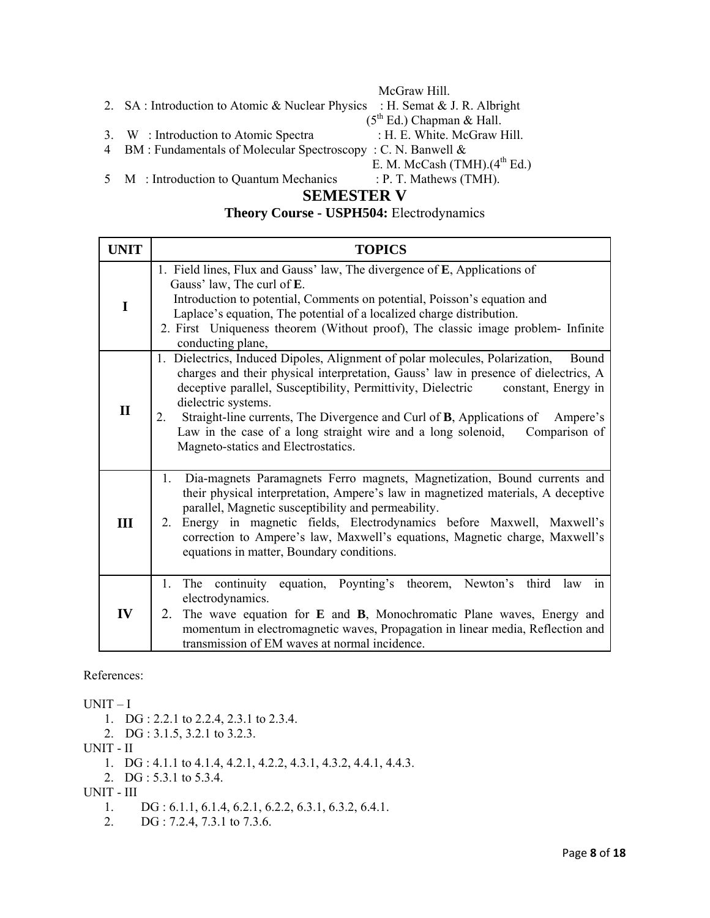McGraw Hill.

2. SA : Introduction to Atomic & Nuclear Physics : H. Semat & J. R. Albright ($5^{th}$ Ed.) Chapman & Hall.
3. W : Introduction to Atomic Spectra : H. E. White. McGraw Hill.
4. BM : Fundamentals of Molecular Spectroscopy : C. N. Banwell & E. M. McCash (TMH).($4^{th}$ Ed.)
5. M : Introduction to Quantum Mechanics : P. T. Mathews (TMH).

## SEMESTER V

### Theory Course - USPH504: Electrodynamics

| UNIT | TOPICS |
|---|---|
| I | 1. Field lines, Flux and Gauss' law, The divergence of **E**, Applications of Gauss' law, The curl of **E**. Introduction to potential, Comments on potential, Poisson's equation and Laplace's equation, The potential of a localized charge distribution. 2. First Uniqueness theorem (Without proof), The classic image problem- Infinite conducting plane, |
| II | 1. Dielectrics, Induced Dipoles, Alignment of polar molecules, Polarization, Bound charges and their physical interpretation, Gauss' law in presence of dielectrics, A deceptive parallel, Susceptibility, Permittivity, Dielectric constant, Energy in dielectric systems. 2. Straight-line currents, The Divergence and Curl of **B**, Applications of Ampere's Law in the case of a long straight wire and a long solenoid, Comparison of Magneto-statics and Electrostatics. |
| III | 1. Dia-magnets Paramagnets Ferro magnets, Magnetization, Bound currents and their physical interpretation, Ampere's law in magnetized materials, A deceptive parallel, Magnetic susceptibility and permeability. 2. Energy in magnetic fields, Electrodynamics before Maxwell, Maxwell's correction to Ampere's law, Maxwell's equations, Magnetic charge, Maxwell's equations in matter, Boundary conditions. |
| IV | 1. The continuity equation, Poynting's theorem, Newton's third law in electrodynamics. 2. The wave equation for **E** and **B**, Monochromatic Plane waves, Energy and momentum in electromagnetic waves, Propagation in linear media, Reflection and transmission of EM waves at normal incidence. |

References:

UNIT – I

1. DG : 2.2.1 to 2.2.4, 2.3.1 to 2.3.4.
2. DG : 3.1.5, 3.2.1 to 3.2.3.

UNIT - II

1. DG : 4.1.1 to 4.1.4, 4.2.1, 4.2.2, 4.3.1, 4.3.2, 4.4.1, 4.4.3.
2. DG : 5.3.1 to 5.3.4.

UNIT - III

1. DG : 6.1.1, 6.1.4, 6.2.1, 6.2.2, 6.3.1, 6.3.2, 6.4.1.
2. DG : 7.2.4, 7.3.1 to 7.3.6.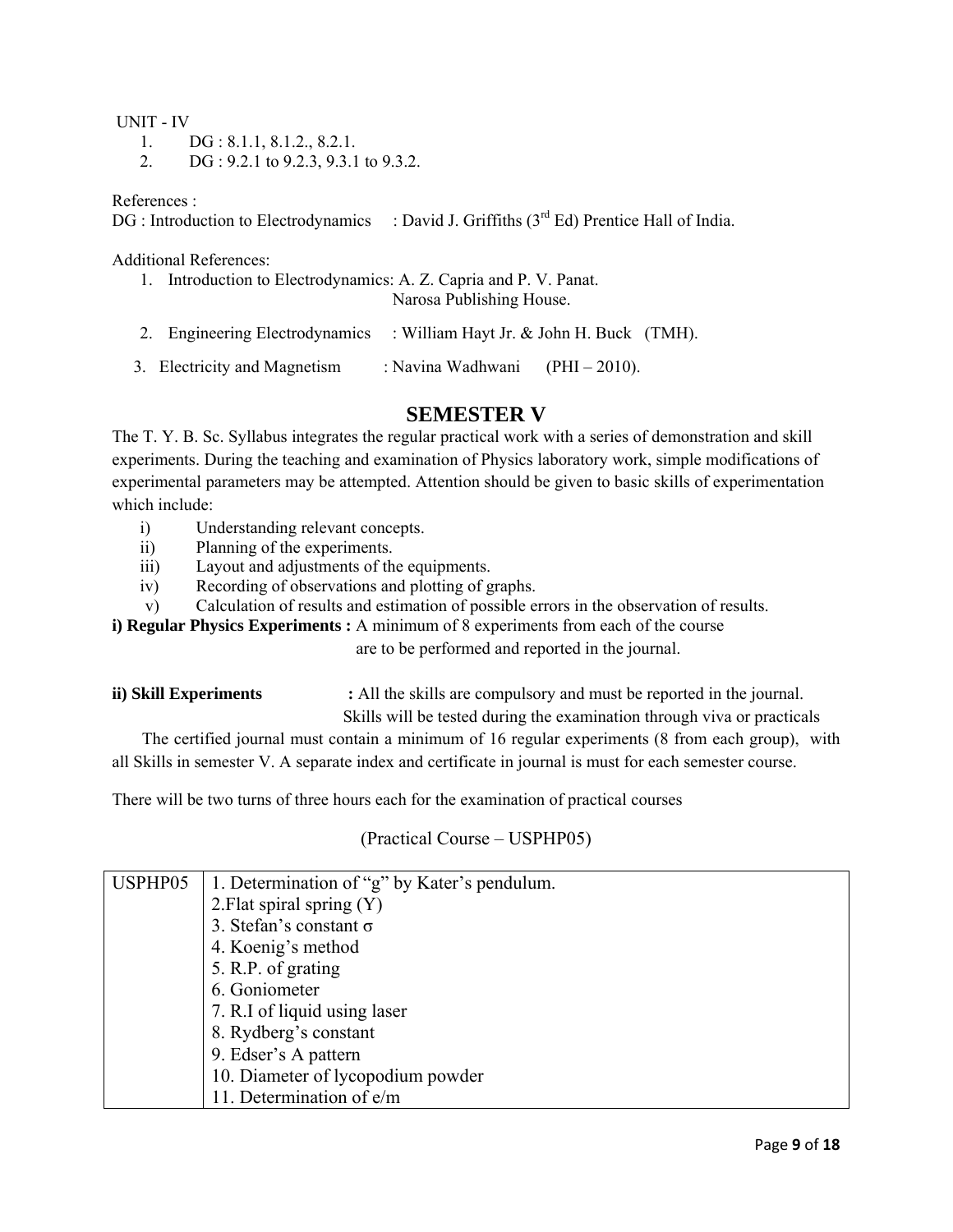UNIT - IV

1. DG : 8.1.1, 8.1.2., 8.2.1.
2. DG : 9.2.1 to 9.2.3, 9.3.1 to 9.3.2.

References :

DG : Introduction to Electrodynamics : David J. Griffiths (3rd Ed) Prentice Hall of India.

Additional References:

1. Introduction to Electrodynamics: A. Z. Capria and P. V. Panat. Narosa Publishing House.
2. Engineering Electrodynamics : William Hayt Jr. & John H. Buck (TMH).
3. Electricity and Magnetism : Navina Wadhwani (PHI – 2010).

## SEMESTER V

The T. Y. B. Sc. Syllabus integrates the regular practical work with a series of demonstration and skill experiments. During the teaching and examination of Physics laboratory work, simple modifications of experimental parameters may be attempted. Attention should be given to basic skills of experimentation which include:

i) Understanding relevant concepts.
ii) Planning of the experiments.
iii) Layout and adjustments of the equipments.
iv) Recording of observations and plotting of graphs.
v) Calculation of results and estimation of possible errors in the observation of results.

**i) Regular Physics Experiments :** A minimum of 8 experiments from each of the course are to be performed and reported in the journal.

**ii) Skill Experiments :** All the skills are compulsory and must be reported in the journal. Skills will be tested during the examination through viva or practicals

The certified journal must contain a minimum of 16 regular experiments (8 from each group), with all Skills in semester V. A separate index and certificate in journal is must for each semester course.

There will be two turns of three hours each for the examination of practical courses

(Practical Course – USPHP05)

| | |
|---|---|
| USPHP05 | 1. Determination of "g" by Kater's pendulum.<br>2.Flat spiral spring (Y)<br>3. Stefan's constant σ<br>4. Koenig's method<br>5. R.P. of grating<br>6. Goniometer<br>7. R.I of liquid using laser<br>8. Rydberg's constant<br>9. Edser's A pattern<br>10. Diameter of lycopodium powder<br>11. Determination of e/m |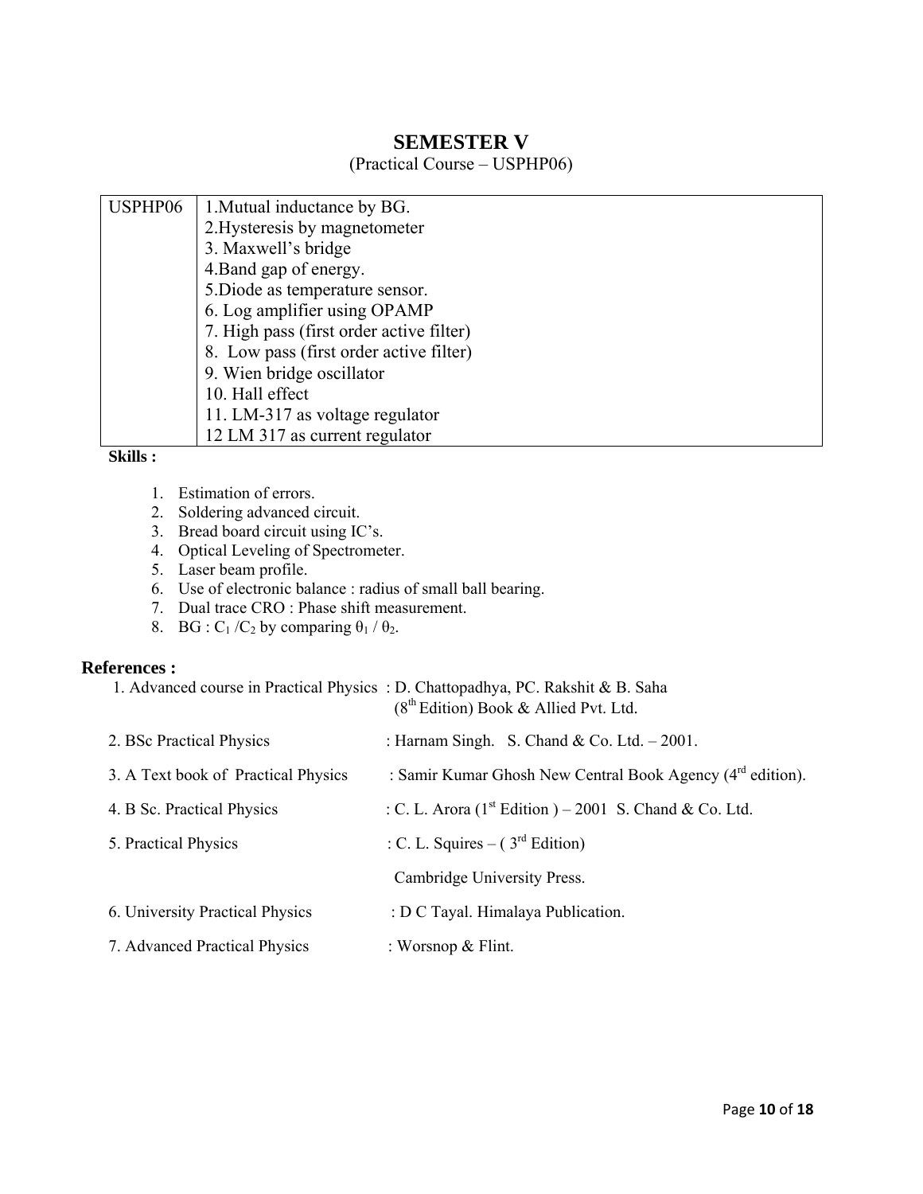# SEMESTER V

(Practical Course – USPHP06)

| | |
|---|---|
| USPHP06 | 1.Mutual inductance by BG.<br>2.Hysteresis by magnetometer<br>3. Maxwell's bridge<br>4.Band gap of energy.<br>5.Diode as temperature sensor.<br>6. Log amplifier using OPAMP<br>7. High pass (first order active filter)<br>8. Low pass (first order active filter)<br>9. Wien bridge oscillator<br>10. Hall effect<br>11. LM-317 as voltage regulator<br>12 LM 317 as current regulator |

**Skills :**

1. Estimation of errors.
2. Soldering advanced circuit.
3. Bread board circuit using IC's.
4. Optical Leveling of Spectrometer.
5. Laser beam profile.
6. Use of electronic balance : radius of small ball bearing.
7. Dual trace CRO : Phase shift measurement.
8. BG : $C_1$ /$C_2$ by comparing $\theta_1$ / $\theta_2$.

## References :

1. Advanced course in Practical Physics : D. Chattopadhya, PC. Rakshit & B. Saha (8th Edition) Book & Allied Pvt. Ltd.
2. BSc Practical Physics : Harnam Singh. S. Chand & Co. Ltd. – 2001.
3. A Text book of Practical Physics : Samir Kumar Ghosh New Central Book Agency (4rd edition).
4. B Sc. Practical Physics : C. L. Arora (1st Edition ) – 2001 S. Chand & Co. Ltd.
5. Practical Physics : C. L. Squires – ( 3rd Edition) Cambridge University Press.
6. University Practical Physics : D C Tayal. Himalaya Publication.
7. Advanced Practical Physics : Worsnop & Flint.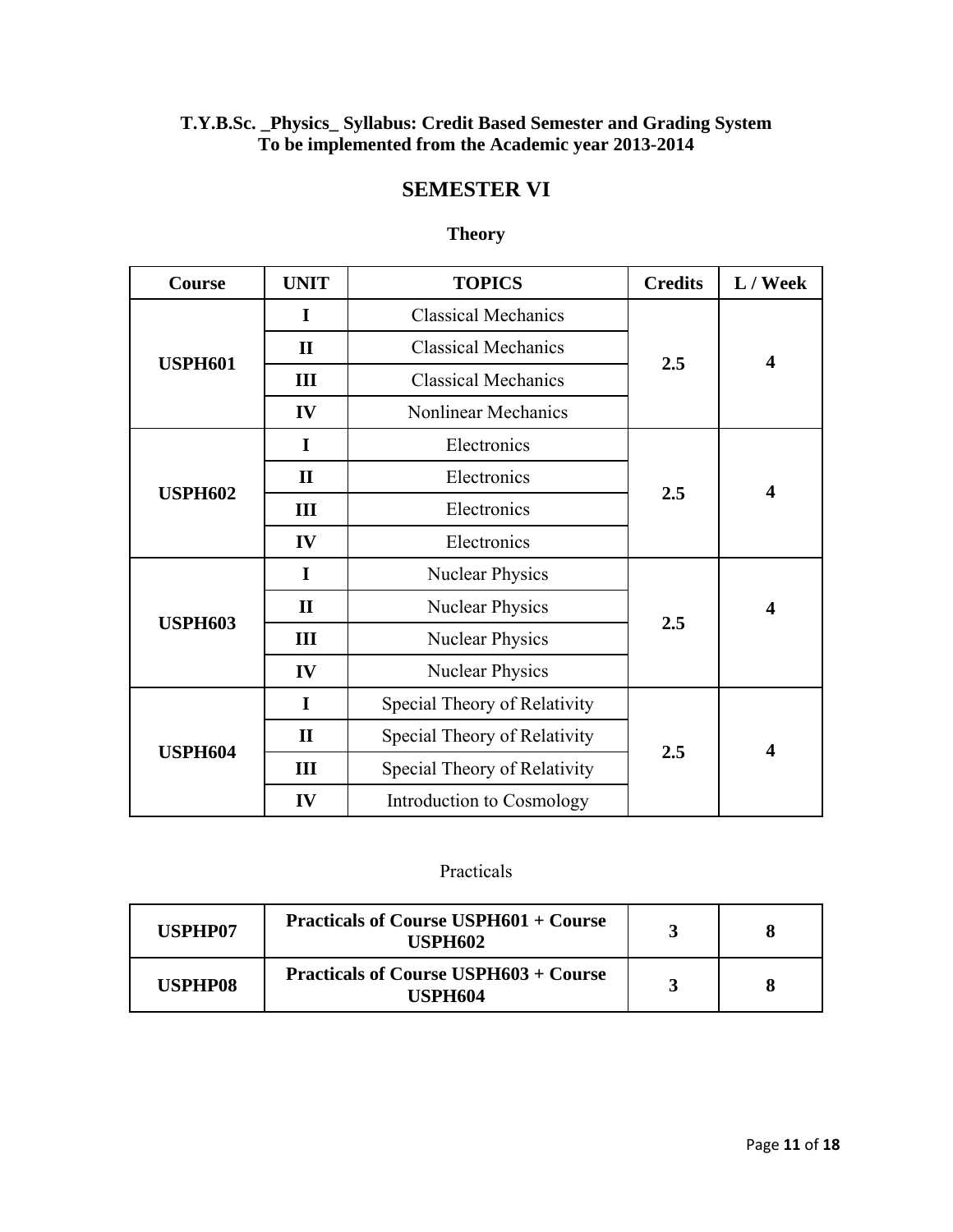**T.Y.B.Sc. _Physics_ Syllabus: Credit Based Semester and Grading System**
**To be implemented from the Academic year 2013-2014**

## SEMESTER VI

### Theory

| Course | UNIT | TOPICS | Credits | L / Week |
|---|---|---|---|---|
| **USPH601** | **I** | Classical Mechanics | **2.5** | **4** |
| | **II** | Classical Mechanics | | |
| | **III** | Classical Mechanics | | |
| | **IV** | Nonlinear Mechanics | | |
| **USPH602** | **I** | Electronics | **2.5** | **4** |
| | **II** | Electronics | | |
| | **III** | Electronics | | |
| | **IV** | Electronics | | |
| **USPH603** | **I** | Nuclear Physics | **2.5** | **4** |
| | **II** | Nuclear Physics | | |
| | **III** | Nuclear Physics | | |
| | **IV** | Nuclear Physics | | |
| **USPH604** | **I** | Special Theory of Relativity | **2.5** | **4** |
| | **II** | Special Theory of Relativity | | |
| | **III** | Special Theory of Relativity | | |
| | **IV** | Introduction to Cosmology | | |

Practicals

| | | | |
|---|---|---|---|
| **USPHP07** | **Practicals of Course USPH601 + Course USPH602** | **3** | **8** |
| **USPHP08** | **Practicals of Course USPH603 + Course USPH604** | **3** | **8** |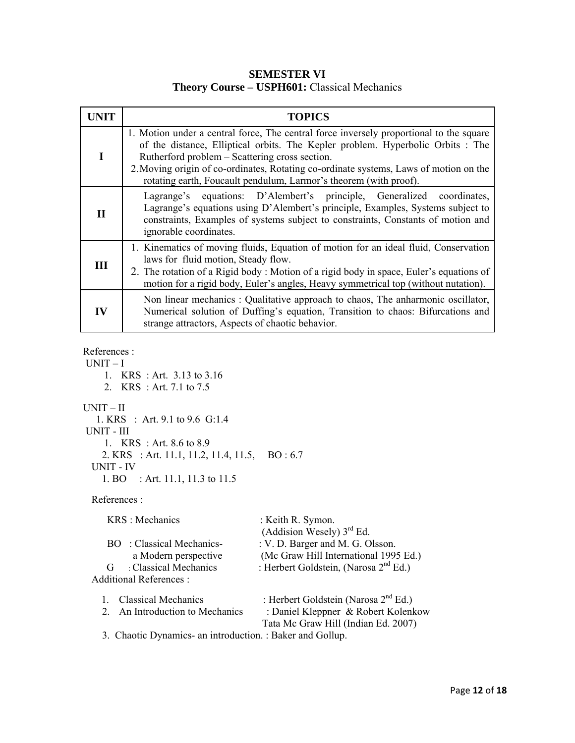## SEMESTER VI

### Theory Course – USPH601: Classical Mechanics

| UNIT | TOPICS |
|---|---|
| I | 1. Motion under a central force, The central force inversely proportional to the square of the distance, Elliptical orbits. The Kepler problem. Hyperbolic Orbits : The Rutherford problem – Scattering cross section.<br>2. Moving origin of co-ordinates, Rotating co-ordinate systems, Laws of motion on the rotating earth, Foucault pendulum, Larmor's theorem (with proof). |
| II | Lagrange's equations: D'Alembert's principle, Generalized coordinates, Lagrange's equations using D'Alembert's principle, Examples, Systems subject to constraints, Examples of systems subject to constraints, Constants of motion and ignorable coordinates. |
| III | 1. Kinematics of moving fluids, Equation of motion for an ideal fluid, Conservation laws for fluid motion, Steady flow.<br>2. The rotation of a Rigid body : Motion of a rigid body in space, Euler's equations of motion for a rigid body, Euler's angles, Heavy symmetrical top (without nutation). |
| IV | Non linear mechanics : Qualitative approach to chaos, The anharmonic oscillator, Numerical solution of Duffing's equation, Transition to chaos: Bifurcations and strange attractors, Aspects of chaotic behavior. |

References :

UNIT – I

1. KRS : Art. 3.13 to 3.16
2. KRS : Art. 7.1 to 7.5

UNIT – II

1. KRS : Art. 9.1 to 9.6 G:1.4

UNIT - III

1. KRS : Art. 8.6 to 8.9
2. KRS : Art. 11.1, 11.2, 11.4, 11.5, BO : 6.7

UNIT - IV

1. BO : Art. 11.1, 11.3 to 11.5

References :

KRS : Mechanics : Keith R. Symon. (Addision Wesely) 3rd Ed.

BO : Classical Mechanics- a Modern perspective : V. D. Barger and M. G. Olsson. (Mc Graw Hill International 1995 Ed.)

G : Classical Mechanics : Herbert Goldstein, (Narosa 2nd Ed.)

Additional References :

1. Classical Mechanics : Herbert Goldstein (Narosa 2nd Ed.)
2. An Introduction to Mechanics : Daniel Kleppner & Robert Kolenkow Tata Mc Graw Hill (Indian Ed. 2007)
3. Chaotic Dynamics- an introduction. : Baker and Gollup.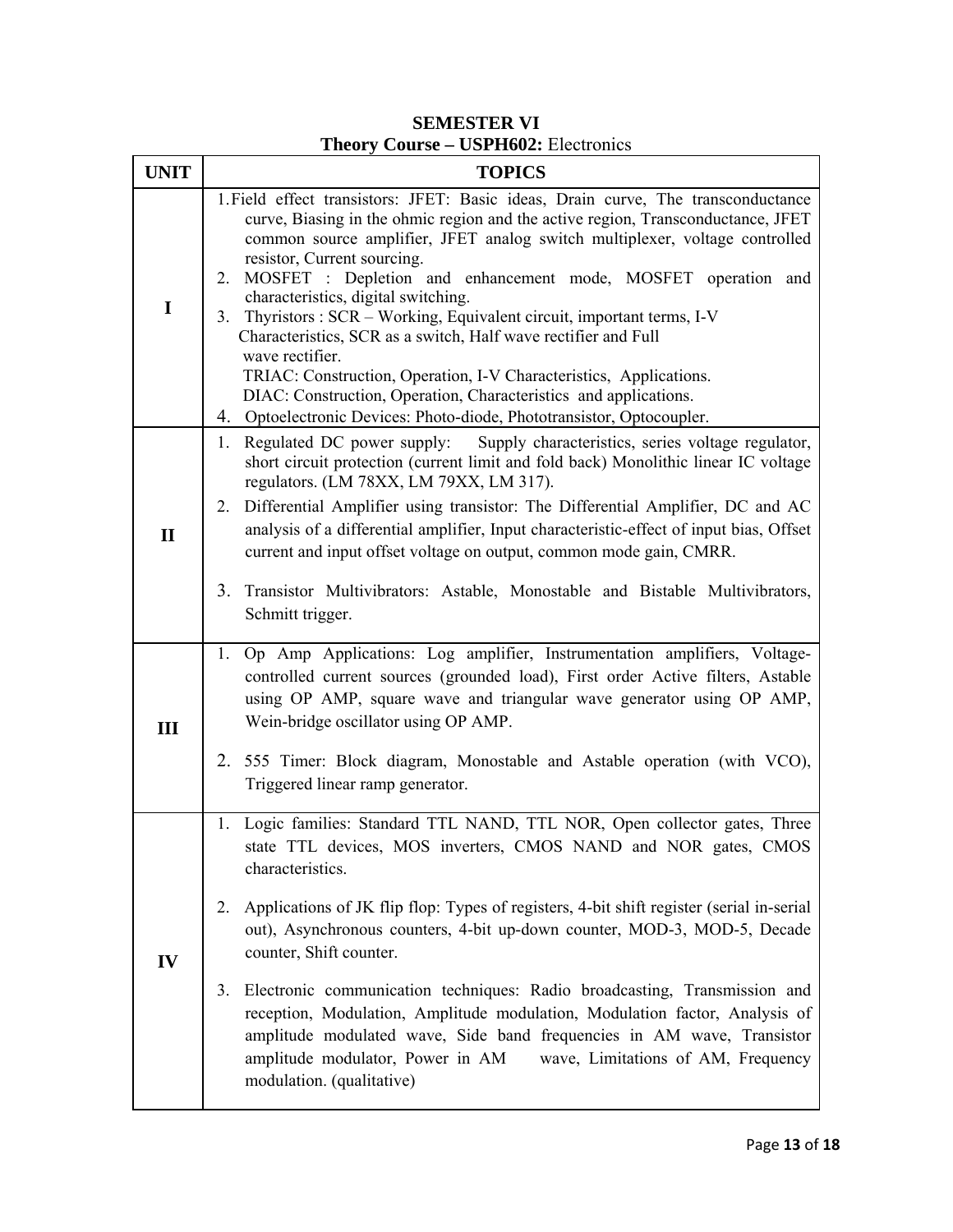**SEMESTER VI**

**Theory Course – USPH602:** Electronics

| UNIT | TOPICS |
|---|---|
| I | 1. Field effect transistors: JFET: Basic ideas, Drain curve, The transconductance curve, Biasing in the ohmic region and the active region, Transconductance, JFET common source amplifier, JFET analog switch multiplexer, voltage controlled resistor, Current sourcing.<br>2. MOSFET : Depletion and enhancement mode, MOSFET operation and characteristics, digital switching.<br>3. Thyristors : SCR – Working, Equivalent circuit, important terms, I-V Characteristics, SCR as a switch, Half wave rectifier and Full wave rectifier.<br>TRIAC: Construction, Operation, I-V Characteristics, Applications.<br>DIAC: Construction, Operation, Characteristics and applications.<br>4. Optoelectronic Devices: Photo-diode, Phototransistor, Optocoupler. |
| II | 1. Regulated DC power supply: Supply characteristics, series voltage regulator, short circuit protection (current limit and fold back) Monolithic linear IC voltage regulators. (LM 78XX, LM 79XX, LM 317).<br>2. Differential Amplifier using transistor: The Differential Amplifier, DC and AC analysis of a differential amplifier, Input characteristic-effect of input bias, Offset current and input offset voltage on output, common mode gain, CMRR.<br>3. Transistor Multivibrators: Astable, Monostable and Bistable Multivibrators, Schmitt trigger. |
| III | 1. Op Amp Applications: Log amplifier, Instrumentation amplifiers, Voltage-controlled current sources (grounded load), First order Active filters, Astable using OP AMP, square wave and triangular wave generator using OP AMP, Wein-bridge oscillator using OP AMP.<br>2. 555 Timer: Block diagram, Monostable and Astable operation (with VCO), Triggered linear ramp generator. |
| IV | 1. Logic families: Standard TTL NAND, TTL NOR, Open collector gates, Three state TTL devices, MOS inverters, CMOS NAND and NOR gates, CMOS characteristics.<br>2. Applications of JK flip flop: Types of registers, 4-bit shift register (serial in-serial out), Asynchronous counters, 4-bit up-down counter, MOD-3, MOD-5, Decade counter, Shift counter.<br>3. Electronic communication techniques: Radio broadcasting, Transmission and reception, Modulation, Amplitude modulation, Modulation factor, Analysis of amplitude modulated wave, Side band frequencies in AM wave, Transistor amplitude modulator, Power in AM wave, Limitations of AM, Frequency modulation. (qualitative) |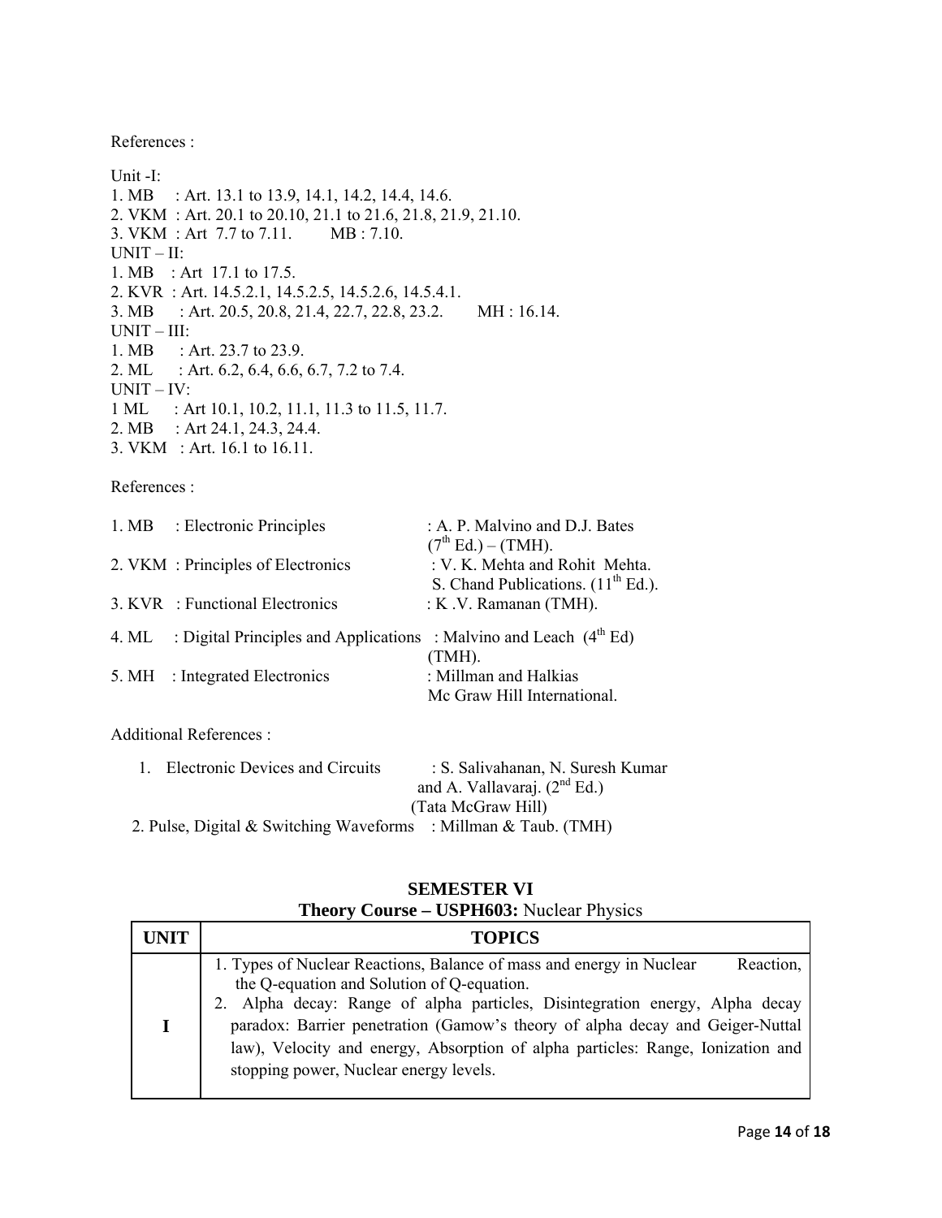References :

Unit -I:
1. MB : Art. 13.1 to 13.9, 14.1, 14.2, 14.4, 14.6.
2. VKM : Art. 20.1 to 20.10, 21.1 to 21.6, 21.8, 21.9, 21.10.
3. VKM : Art 7.7 to 7.11. MB : 7.10.

UNIT – II:
1. MB : Art 17.1 to 17.5.
2. KVR : Art. 14.5.2.1, 14.5.2.5, 14.5.2.6, 14.5.4.1.
3. MB : Art. 20.5, 20.8, 21.4, 22.7, 22.8, 23.2. MH : 16.14.

UNIT – III:
1. MB : Art. 23.7 to 23.9.
2. ML : Art. 6.2, 6.4, 6.6, 6.7, 7.2 to 7.4.

UNIT – IV:
1 ML : Art 10.1, 10.2, 11.1, 11.3 to 11.5, 11.7.
2. MB : Art 24.1, 24.3, 24.4.
3. VKM : Art. 16.1 to 16.11.

References :

1. MB : Electronic Principles : A. P. Malvino and D.J. Bates ($7^{th}$ Ed.) – (TMH).
2. VKM : Principles of Electronics : V. K. Mehta and Rohit Mehta. S. Chand Publications. ($11^{th}$ Ed.).
3. KVR : Functional Electronics : K .V. Ramanan (TMH).
4. ML : Digital Principles and Applications : Malvino and Leach ($4^{th}$ Ed) (TMH).
5. MH : Integrated Electronics : Millman and Halkias Mc Graw Hill International.

Additional References :

1. Electronic Devices and Circuits : S. Salivahanan, N. Suresh Kumar and A. Vallavaraj. ($2^{nd}$ Ed.) (Tata McGraw Hill)
2. Pulse, Digital & Switching Waveforms : Millman & Taub. (TMH)

## SEMESTER VI

### Theory Course – USPH603: Nuclear Physics

| UNIT | TOPICS |
|---|---|
| I | 1. Types of Nuclear Reactions, Balance of mass and energy in Nuclear Reaction, the Q-equation and Solution of Q-equation.<br>2. Alpha decay: Range of alpha particles, Disintegration energy, Alpha decay paradox: Barrier penetration (Gamow's theory of alpha decay and Geiger-Nuttal law), Velocity and energy, Absorption of alpha particles: Range, Ionization and stopping power, Nuclear energy levels. |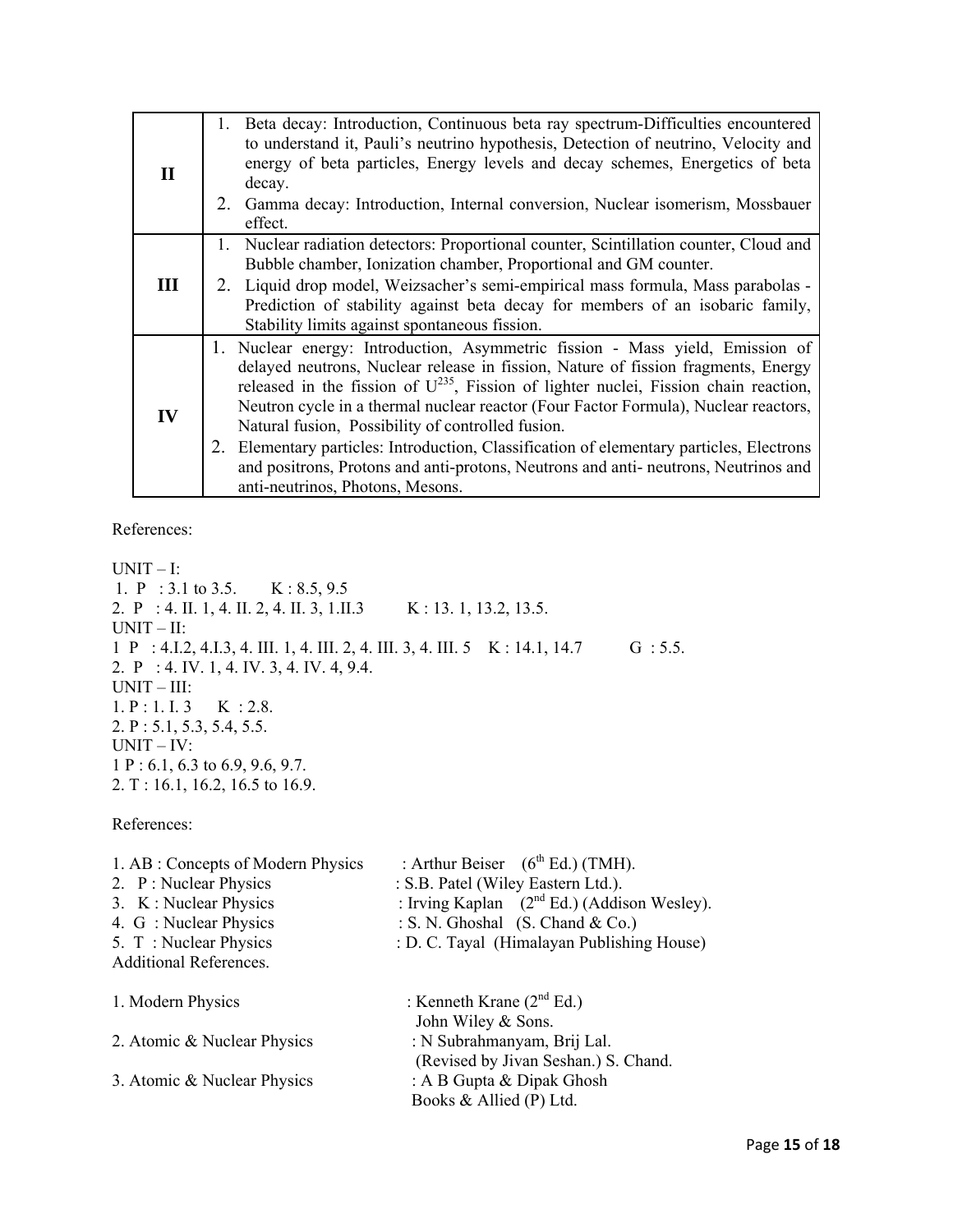| | |
|---|---|
| **II** | 1. Beta decay: Introduction, Continuous beta ray spectrum-Difficulties encountered to understand it, Pauli's neutrino hypothesis, Detection of neutrino, Velocity and energy of beta particles, Energy levels and decay schemes, Energetics of beta decay.<br>2. Gamma decay: Introduction, Internal conversion, Nuclear isomerism, Mossbauer effect. |
| **III** | 1. Nuclear radiation detectors: Proportional counter, Scintillation counter, Cloud and Bubble chamber, Ionization chamber, Proportional and GM counter.<br>2. Liquid drop model, Weizsacher's semi-empirical mass formula, Mass parabolas - Prediction of stability against beta decay for members of an isobaric family, Stability limits against spontaneous fission. |
| **IV** | 1. Nuclear energy: Introduction, Asymmetric fission - Mass yield, Emission of delayed neutrons, Nuclear release in fission, Nature of fission fragments, Energy released in the fission of $U^{235}$, Fission of lighter nuclei, Fission chain reaction, Neutron cycle in a thermal nuclear reactor (Four Factor Formula), Nuclear reactors, Natural fusion, Possibility of controlled fusion.<br>2. Elementary particles: Introduction, Classification of elementary particles, Electrons and positrons, Protons and anti-protons, Neutrons and anti- neutrons, Neutrinos and anti-neutrinos, Photons, Mesons. |

References:

UNIT – I:
1. P : 3.1 to 3.5. K : 8.5, 9.5
2. P : 4. II. 1, 4. II. 2, 4. II. 3, 1.II.3 K : 13. 1, 13.2, 13.5.

UNIT – II:
1 P : 4.I.2, 4.I.3, 4. III. 1, 4. III. 2, 4. III. 3, 4. III. 5 K : 14.1, 14.7 G : 5.5.
2. P : 4. IV. 1, 4. IV. 3, 4. IV. 4, 9.4.

UNIT – III:
1. P : 1. I. 3 K : 2.8.
2. P : 5.1, 5.3, 5.4, 5.5.

UNIT – IV:
1 P : 6.1, 6.3 to 6.9, 9.6, 9.7.
2. T : 16.1, 16.2, 16.5 to 16.9.

References:

1. AB : Concepts of Modern Physics : Arthur Beiser (6th Ed.) (TMH).
2. P : Nuclear Physics : S.B. Patel (Wiley Eastern Ltd.).
3. K : Nuclear Physics : Irving Kaplan (2nd Ed.) (Addison Wesley).
4. G : Nuclear Physics : S. N. Ghoshal (S. Chand & Co.)
5. T : Nuclear Physics : D. C. Tayal (Himalayan Publishing House)

Additional References.

1. Modern Physics : Kenneth Krane (2nd Ed.) John Wiley & Sons.
2. Atomic & Nuclear Physics : N Subrahmanyam, Brij Lal. (Revised by Jivan Seshan.) S. Chand.
3. Atomic & Nuclear Physics : A B Gupta & Dipak Ghosh Books & Allied (P) Ltd.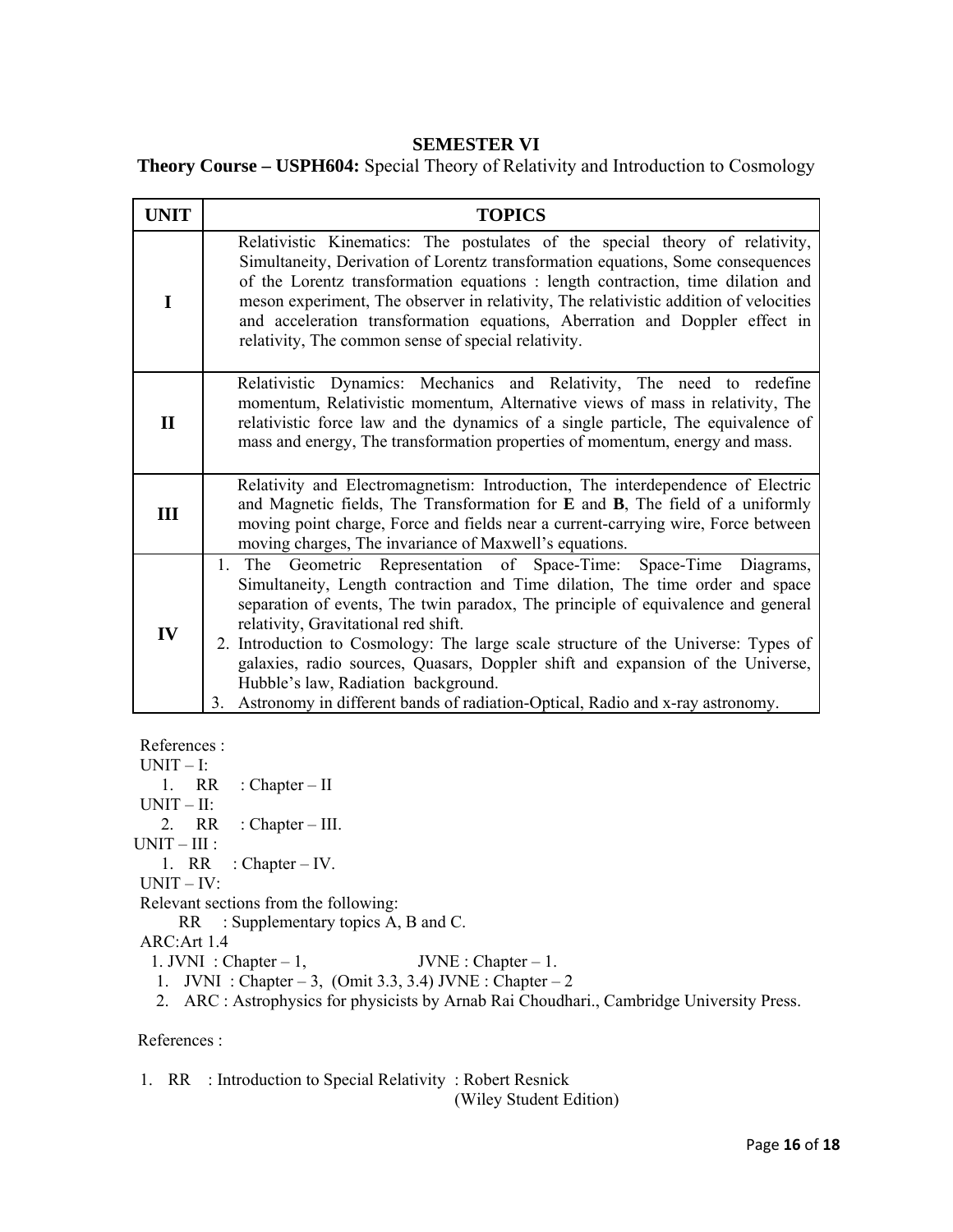**SEMESTER VI**

**Theory Course – USPH604:** Special Theory of Relativity and Introduction to Cosmology

| UNIT | TOPICS |
|---|---|
| I | Relativistic Kinematics: The postulates of the special theory of relativity, Simultaneity, Derivation of Lorentz transformation equations, Some consequences of the Lorentz transformation equations : length contraction, time dilation and meson experiment, The observer in relativity, The relativistic addition of velocities and acceleration transformation equations, Aberration and Doppler effect in relativity, The common sense of special relativity. |
| II | Relativistic Dynamics: Mechanics and Relativity, The need to redefine momentum, Relativistic momentum, Alternative views of mass in relativity, The relativistic force law and the dynamics of a single particle, The equivalence of mass and energy, The transformation properties of momentum, energy and mass. |
| III | Relativity and Electromagnetism: Introduction, The interdependence of Electric and Magnetic fields, The Transformation for **E** and **B**, The field of a uniformly moving point charge, Force and fields near a current-carrying wire, Force between moving charges, The invariance of Maxwell's equations. |
| IV | 1. The Geometric Representation of Space-Time: Space-Time Diagrams, Simultaneity, Length contraction and Time dilation, The time order and space separation of events, The twin paradox, The principle of equivalence and general relativity, Gravitational red shift.<br>2. Introduction to Cosmology: The large scale structure of the Universe: Types of galaxies, radio sources, Quasars, Doppler shift and expansion of the Universe, Hubble's law, Radiation background.<br>3. Astronomy in different bands of radiation-Optical, Radio and x-ray astronomy. |

References :

UNIT – I:

1. RR : Chapter – II

UNIT – II:

2. RR : Chapter – III.

UNIT – III :

1. RR : Chapter – IV.

UNIT – IV:

Relevant sections from the following:

RR : Supplementary topics A, B and C.

ARC:Art 1.4

1. JVNI : Chapter – 1, JVNE : Chapter – 1.
1. JVNI : Chapter – 3, (Omit 3.3, 3.4) JVNE : Chapter – 2
2. ARC : Astrophysics for physicists by Arnab Rai Choudhari., Cambridge University Press.

References :

1. RR : Introduction to Special Relativity : Robert Resnick (Wiley Student Edition)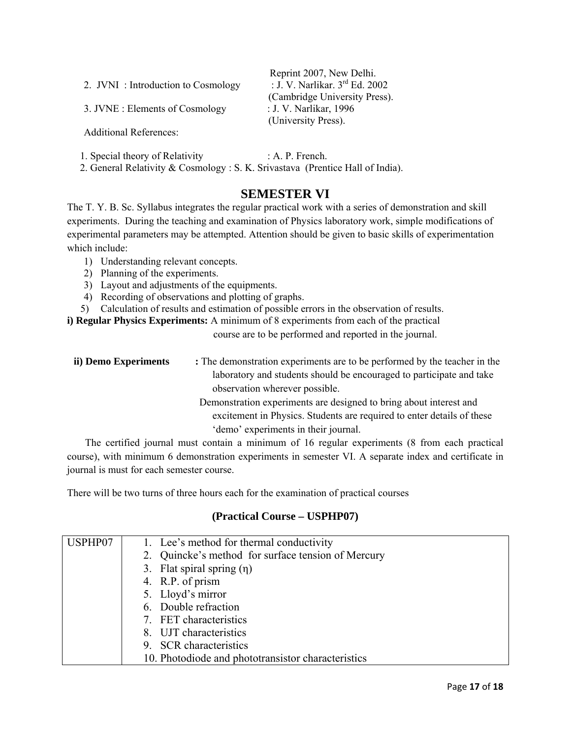Reprint 2007, New Delhi.

2. JVNI : Introduction to Cosmology : J. V. Narlikar. 3rd Ed. 2002 (Cambridge University Press).

3. JVNE : Elements of Cosmology : J. V. Narlikar, 1996 (University Press).

Additional References:

1. Special theory of Relativity : A. P. French.
2. General Relativity & Cosmology : S. K. Srivastava (Prentice Hall of India).

## SEMESTER VI

The T. Y. B. Sc. Syllabus integrates the regular practical work with a series of demonstration and skill experiments. During the teaching and examination of Physics laboratory work, simple modifications of experimental parameters may be attempted. Attention should be given to basic skills of experimentation which include:

1) Understanding relevant concepts.
2) Planning of the experiments.
3) Layout and adjustments of the equipments.
4) Recording of observations and plotting of graphs.
5) Calculation of results and estimation of possible errors in the observation of results.

**i) Regular Physics Experiments:** A minimum of 8 experiments from each of the practical course are to be performed and reported in the journal.

**ii) Demo Experiments :** The demonstration experiments are to be performed by the teacher in the laboratory and students should be encouraged to participate and take observation wherever possible.

Demonstration experiments are designed to bring about interest and excitement in Physics. Students are required to enter details of these 'demo' experiments in their journal.

The certified journal must contain a minimum of 16 regular experiments (8 from each practical course), with minimum 6 demonstration experiments in semester VI. A separate index and certificate in journal is must for each semester course.

There will be two turns of three hours each for the examination of practical courses

### (Practical Course – USPHP07)

| | |
|---|---|
| USPHP07 | 1. Lee's method for thermal conductivity<br>2. Quincke's method for surface tension of Mercury<br>3. Flat spiral spring ($\eta$)<br>4. R.P. of prism<br>5. Lloyd's mirror<br>6. Double refraction<br>7. FET characteristics<br>8. UJT characteristics<br>9. SCR characteristics<br>10. Photodiode and phototransistor characteristics |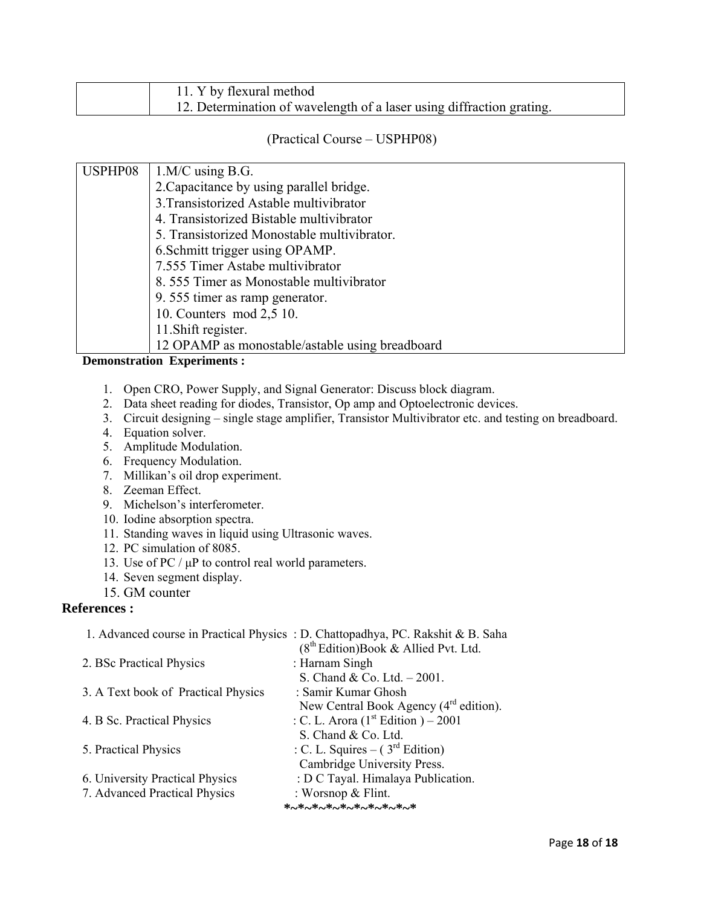| | |
|---|---|
| | 11. Y by flexural method<br>12. Determination of wavelength of a laser using diffraction grating. |

(Practical Course – USPHP08)

| | |
|---|---|
| USPHP08 | 1.M/C using B.G.<br>2.Capacitance by using parallel bridge.<br>3.Transistorized Astable multivibrator<br>4. Transistorized Bistable multivibrator<br>5. Transistorized Monostable multivibrator.<br>6.Schmitt trigger using OPAMP.<br>7.555 Timer Astabe multivibrator<br>8. 555 Timer as Monostable multivibrator<br>9. 555 timer as ramp generator.<br>10. Counters mod 2,5 10.<br>11.Shift register.<br>12 OPAMP as monostable/astable using breadboard |

**Demonstration Experiments :**

1. Open CRO, Power Supply, and Signal Generator: Discuss block diagram.
2. Data sheet reading for diodes, Transistor, Op amp and Optoelectronic devices.
3. Circuit designing – single stage amplifier, Transistor Multivibrator etc. and testing on breadboard.
4. Equation solver.
5. Amplitude Modulation.
6. Frequency Modulation.
7. Millikan's oil drop experiment.
8. Zeeman Effect.
9. Michelson's interferometer.
10. Iodine absorption spectra.
11. Standing waves in liquid using Ultrasonic waves.
12. PC simulation of 8085.
13. Use of PC / μP to control real world parameters.
14. Seven segment display.
15. GM counter

**References :**

1. Advanced course in Practical Physics : D. Chattopadhya, PC. Rakshit & B. Saha (8th Edition)Book & Allied Pvt. Ltd.
2. BSc Practical Physics : Harnam Singh S. Chand & Co. Ltd. – 2001.
3. A Text book of Practical Physics : Samir Kumar Ghosh New Central Book Agency (4rd edition).
4. B Sc. Practical Physics : C. L. Arora (1st Edition ) – 2001 S. Chand & Co. Ltd.
5. Practical Physics : C. L. Squires – ( 3rd Edition) Cambridge University Press.
6. University Practical Physics : D C Tayal. Himalaya Publication.
7. Advanced Practical Physics : Worsnop & Flint.

*~*~*~*~*~*~*~*~*~*~*